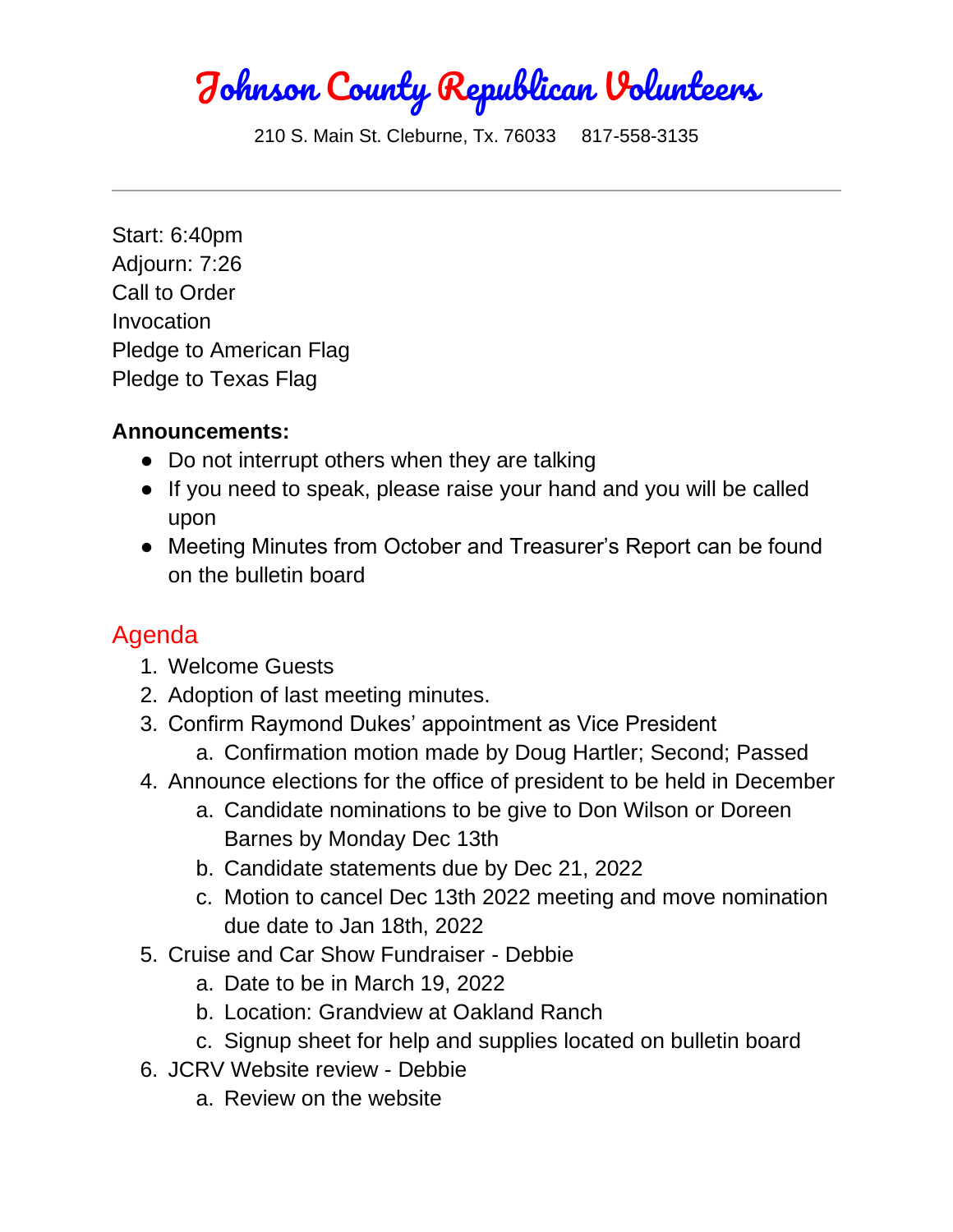# Johnson County Republican Volunteers

210 S. Main St. Cleburne, Tx. 76033     817-558-3135

---

Start: 6:40pm
Adjourn: 7:26
Call to Order
Invocation
Pledge to American Flag
Pledge to Texas Flag

**Announcements:**

- Do not interrupt others when they are talking
- If you need to speak, please raise your hand and you will be called upon
- Meeting Minutes from October and Treasurer's Report can be found on the bulletin board

## Agenda

1. Welcome Guests
2. Adoption of last meeting minutes.
3. Confirm Raymond Dukes' appointment as Vice President
   a. Confirmation motion made by Doug Hartler; Second; Passed
4. Announce elections for the office of president to be held in December
   a. Candidate nominations to be give to Don Wilson or Doreen Barnes by Monday Dec 13th
   b. Candidate statements due by Dec 21, 2022
   c. Motion to cancel Dec 13th 2022 meeting and move nomination due date to Jan 18th, 2022
5. Cruise and Car Show Fundraiser - Debbie
   a. Date to be in March 19, 2022
   b. Location: Grandview at Oakland Ranch
   c. Signup sheet for help and supplies located on bulletin board
6. JCRV Website review - Debbie
   a. Review on the website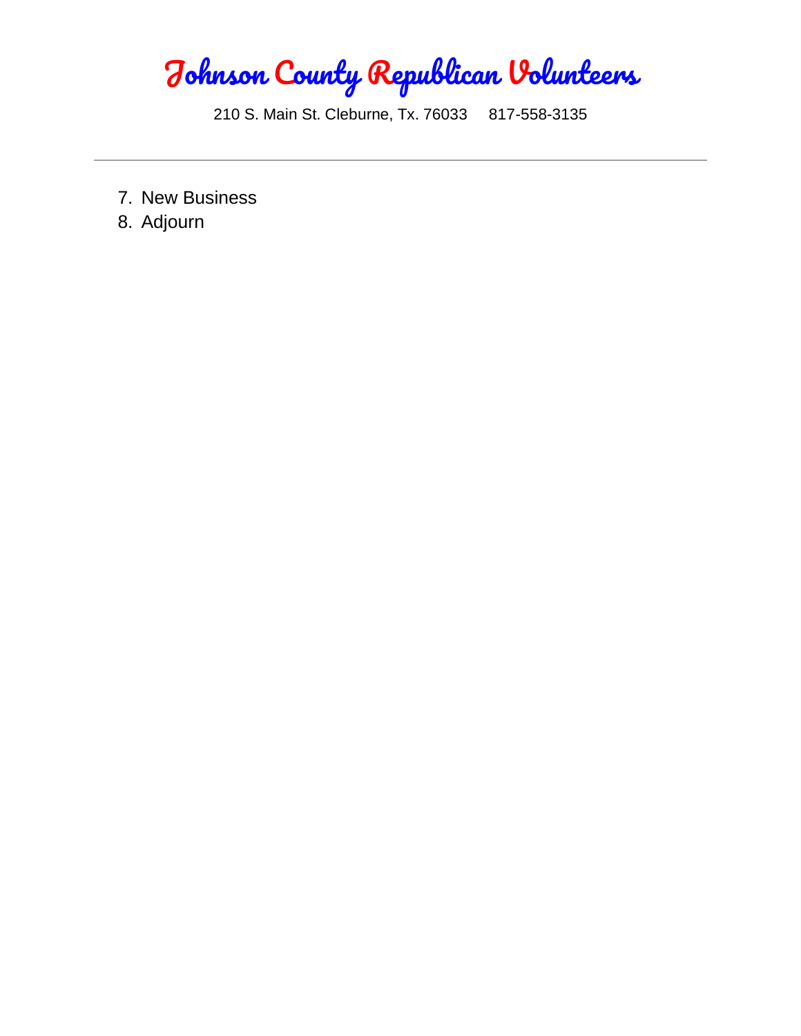7. New Business
8. Adjourn